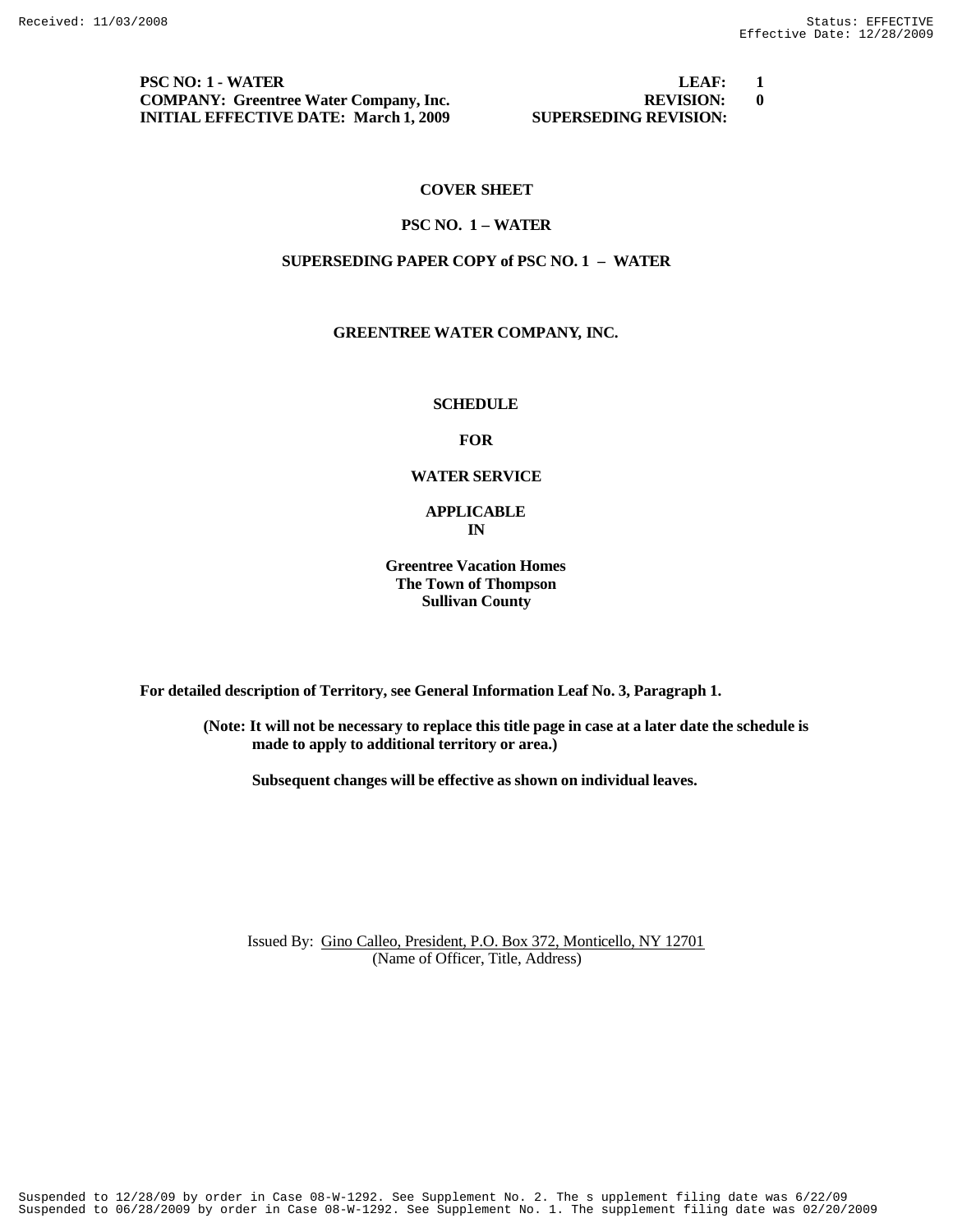**PSC NO: 1 - WATER** **LEAF: 1**
**COMPANY: Greentree Water Company, Inc.** **REVISION: 0**
**INITIAL EFFECTIVE DATE: March 1, 2009** **SUPERSEDING REVISION:**

**COVER SHEET**

**PSC NO. 1 – WATER**

**SUPERSEDING PAPER COPY of PSC NO. 1 – WATER**

**GREENTREE WATER COMPANY, INC.**

**SCHEDULE**

**FOR**

**WATER SERVICE**

**APPLICABLE IN**

**Greentree Vacation Homes**
**The Town of Thompson**
**Sullivan County**

**For detailed description of Territory, see General Information Leaf No. 3, Paragraph 1.**

**(Note: It will not be necessary to replace this title page in case at a later date the schedule is made to apply to additional territory or area.)**

**Subsequent changes will be effective as shown on individual leaves.**

Issued By: Gino Calleo, President, P.O. Box 372, Monticello, NY 12701
(Name of Officer, Title, Address)

Suspended to 12/28/09 by order in Case 08-W-1292. See Supplement No. 2. The supplement filing date was 6/22/09
Suspended to 06/28/2009 by order in Case 08-W-1292. See Supplement No. 1. The supplement filing date was 02/20/2009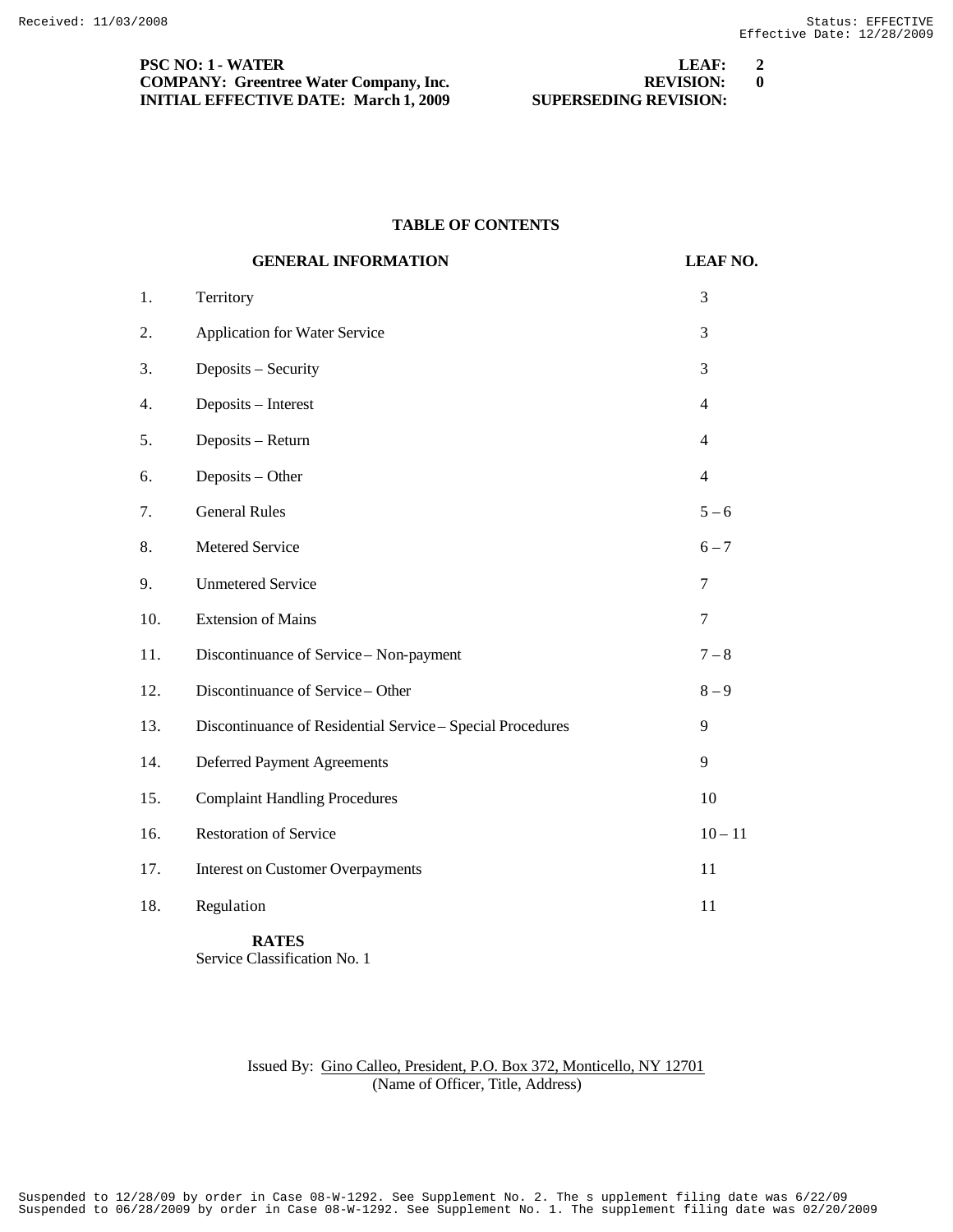**PSC NO: 1 - WATER** **LEAF: 2**
**COMPANY: Greentree Water Company, Inc.** **REVISION: 0**
**INITIAL EFFECTIVE DATE: March 1, 2009** **SUPERSEDING REVISION:**

## TABLE OF CONTENTS

| | GENERAL INFORMATION | LEAF NO. |
|---|---|---|
| 1. | Territory | 3 |
| 2. | Application for Water Service | 3 |
| 3. | Deposits – Security | 3 |
| 4. | Deposits – Interest | 4 |
| 5. | Deposits – Return | 4 |
| 6. | Deposits – Other | 4 |
| 7. | General Rules | 5 – 6 |
| 8. | Metered Service | 6 – 7 |
| 9. | Unmetered Service | 7 |
| 10. | Extension of Mains | 7 |
| 11. | Discontinuance of Service – Non-payment | 7 – 8 |
| 12. | Discontinuance of Service – Other | 8 – 9 |
| 13. | Discontinuance of Residential Service – Special Procedures | 9 |
| 14. | Deferred Payment Agreements | 9 |
| 15. | Complaint Handling Procedures | 10 |
| 16. | Restoration of Service | 10 – 11 |
| 17. | Interest on Customer Overpayments | 11 |
| 18. | Regulation | 11 |

**RATES**

Service Classification No. 1

Issued By: Gino Calleo, President, P.O. Box 372, Monticello, NY 12701
(Name of Officer, Title, Address)

Suspended to 12/28/09 by order in Case 08-W-1292. See Supplement No. 2. The supplement filing date was 6/22/09
Suspended to 06/28/2009 by order in Case 08-W-1292. See Supplement No. 1. The supplement filing date was 02/20/2009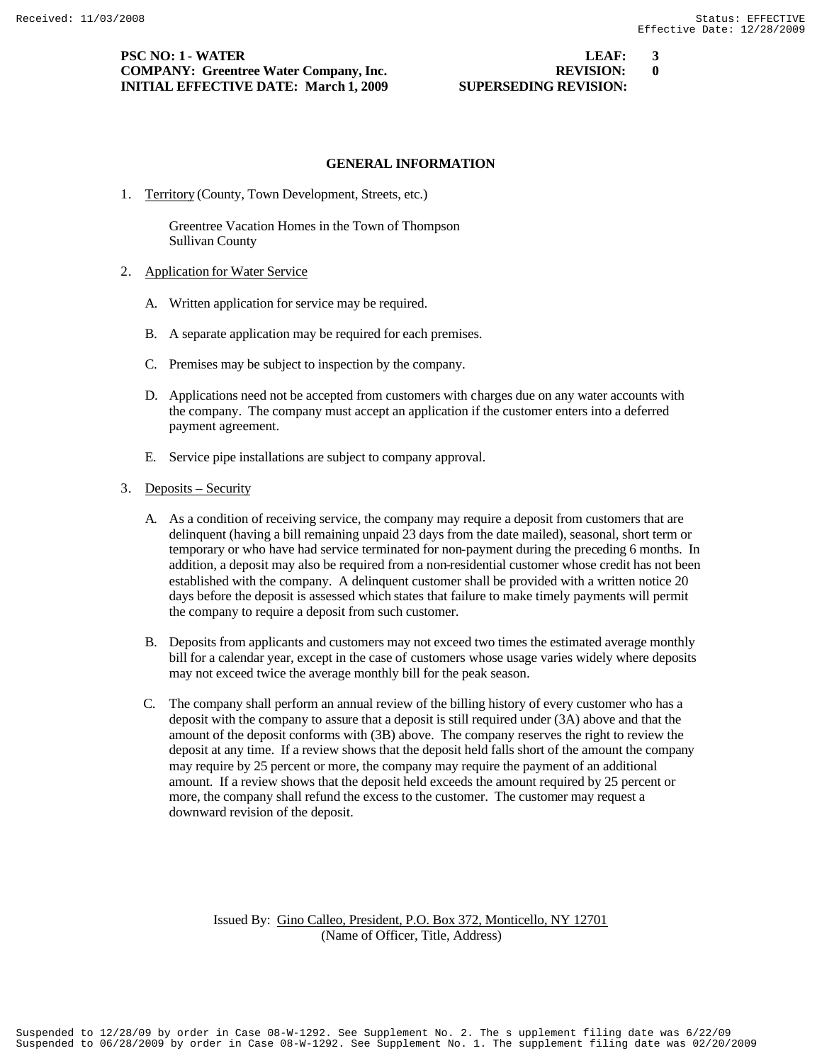## GENERAL INFORMATION

1. Territory (County, Town Development, Streets, etc.)

   Greentree Vacation Homes in the Town of Thompson
   Sullivan County

2. Application for Water Service

   A. Written application for service may be required.

   B. A separate application may be required for each premises.

   C. Premises may be subject to inspection by the company.

   D. Applications need not be accepted from customers with charges due on any water accounts with the company. The company must accept an application if the customer enters into a deferred payment agreement.

   E. Service pipe installations are subject to company approval.

3. Deposits – Security

   A. As a condition of receiving service, the company may require a deposit from customers that are delinquent (having a bill remaining unpaid 23 days from the date mailed), seasonal, short term or temporary or who have had service terminated for non-payment during the preceding 6 months. In addition, a deposit may also be required from a non-residential customer whose credit has not been established with the company. A delinquent customer shall be provided with a written notice 20 days before the deposit is assessed which states that failure to make timely payments will permit the company to require a deposit from such customer.

   B. Deposits from applicants and customers may not exceed two times the estimated average monthly bill for a calendar year, except in the case of customers whose usage varies widely where deposits may not exceed twice the average monthly bill for the peak season.

   C. The company shall perform an annual review of the billing history of every customer who has a deposit with the company to assure that a deposit is still required under (3A) above and that the amount of the deposit conforms with (3B) above. The company reserves the right to review the deposit at any time. If a review shows that the deposit held falls short of the amount the company may require by 25 percent or more, the company may require the payment of an additional amount. If a review shows that the deposit held exceeds the amount required by 25 percent or more, the company shall refund the excess to the customer. The customer may request a downward revision of the deposit.

Issued By: Gino Calleo, President, P.O. Box 372, Monticello, NY 12701
(Name of Officer, Title, Address)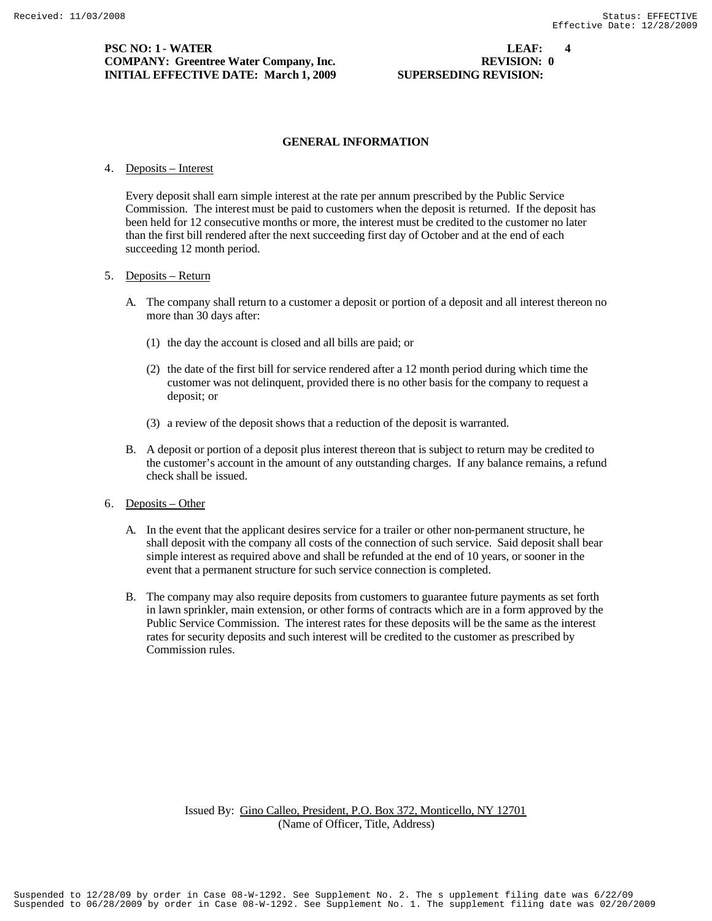**PSC NO: 1 - WATER** **LEAF: 4**
**COMPANY: Greentree Water Company, Inc.** **REVISION: 0**
**INITIAL EFFECTIVE DATE: March 1, 2009** **SUPERSEDING REVISION:**

## GENERAL INFORMATION

4. Deposits – Interest

   Every deposit shall earn simple interest at the rate per annum prescribed by the Public Service Commission. The interest must be paid to customers when the deposit is returned. If the deposit has been held for 12 consecutive months or more, the interest must be credited to the customer no later than the first bill rendered after the next succeeding first day of October and at the end of each succeeding 12 month period.

5. Deposits – Return

   A. The company shall return to a customer a deposit or portion of a deposit and all interest thereon no more than 30 days after:

      (1) the day the account is closed and all bills are paid; or

      (2) the date of the first bill for service rendered after a 12 month period during which time the customer was not delinquent, provided there is no other basis for the company to request a deposit; or

      (3) a review of the deposit shows that a reduction of the deposit is warranted.

   B. A deposit or portion of a deposit plus interest thereon that is subject to return may be credited to the customer's account in the amount of any outstanding charges. If any balance remains, a refund check shall be issued.

6. Deposits – Other

   A. In the event that the applicant desires service for a trailer or other non-permanent structure, he shall deposit with the company all costs of the connection of such service. Said deposit shall bear simple interest as required above and shall be refunded at the end of 10 years, or sooner in the event that a permanent structure for such service connection is completed.

   B. The company may also require deposits from customers to guarantee future payments as set forth in lawn sprinkler, main extension, or other forms of contracts which are in a form approved by the Public Service Commission. The interest rates for these deposits will be the same as the interest rates for security deposits and such interest will be credited to the customer as prescribed by Commission rules.

Issued By: Gino Calleo, President, P.O. Box 372, Monticello, NY 12701
(Name of Officer, Title, Address)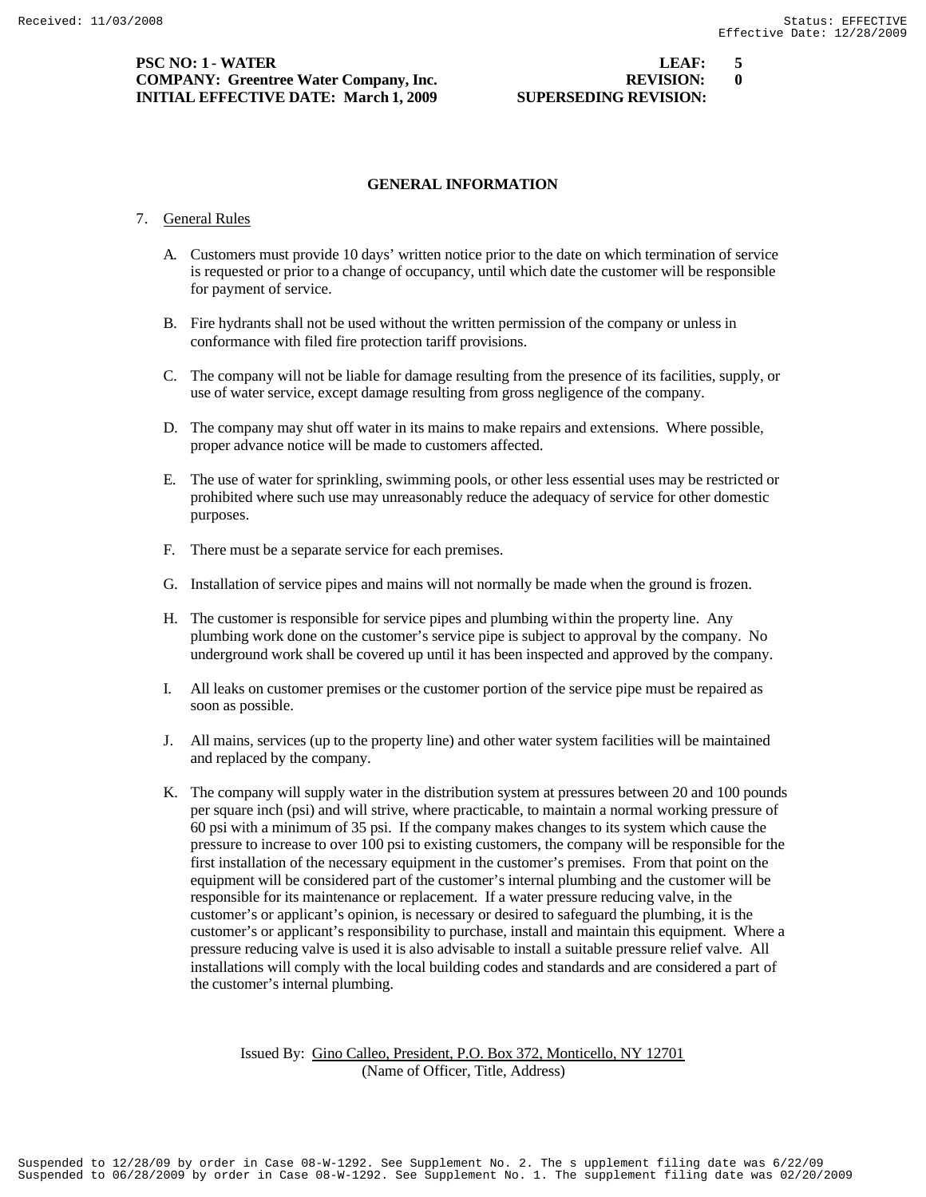**PSC NO: 1 - WATER** **LEAF: 5**
**COMPANY: Greentree Water Company, Inc.** **REVISION: 0**
**INITIAL EFFECTIVE DATE: March 1, 2009** **SUPERSEDING REVISION:**

## GENERAL INFORMATION

7. General Rules

   A. Customers must provide 10 days' written notice prior to the date on which termination of service is requested or prior to a change of occupancy, until which date the customer will be responsible for payment of service.

   B. Fire hydrants shall not be used without the written permission of the company or unless in conformance with filed fire protection tariff provisions.

   C. The company will not be liable for damage resulting from the presence of its facilities, supply, or use of water service, except damage resulting from gross negligence of the company.

   D. The company may shut off water in its mains to make repairs and extensions. Where possible, proper advance notice will be made to customers affected.

   E. The use of water for sprinkling, swimming pools, or other less essential uses may be restricted or prohibited where such use may unreasonably reduce the adequacy of service for other domestic purposes.

   F. There must be a separate service for each premises.

   G. Installation of service pipes and mains will not normally be made when the ground is frozen.

   H. The customer is responsible for service pipes and plumbing within the property line. Any plumbing work done on the customer's service pipe is subject to approval by the company. No underground work shall be covered up until it has been inspected and approved by the company.

   I. All leaks on customer premises or the customer portion of the service pipe must be repaired as soon as possible.

   J. All mains, services (up to the property line) and other water system facilities will be maintained and replaced by the company.

   K. The company will supply water in the distribution system at pressures between 20 and 100 pounds per square inch (psi) and will strive, where practicable, to maintain a normal working pressure of 60 psi with a minimum of 35 psi. If the company makes changes to its system which cause the pressure to increase to over 100 psi to existing customers, the company will be responsible for the first installation of the necessary equipment in the customer's premises. From that point on the equipment will be considered part of the customer's internal plumbing and the customer will be responsible for its maintenance or replacement. If a water pressure reducing valve, in the customer's or applicant's opinion, is necessary or desired to safeguard the plumbing, it is the customer's or applicant's responsibility to purchase, install and maintain this equipment. Where a pressure reducing valve is used it is also advisable to install a suitable pressure relief valve. All installations will comply with the local building codes and standards and are considered a part of the customer's internal plumbing.

Issued By: Gino Calleo, President, P.O. Box 372, Monticello, NY 12701
(Name of Officer, Title, Address)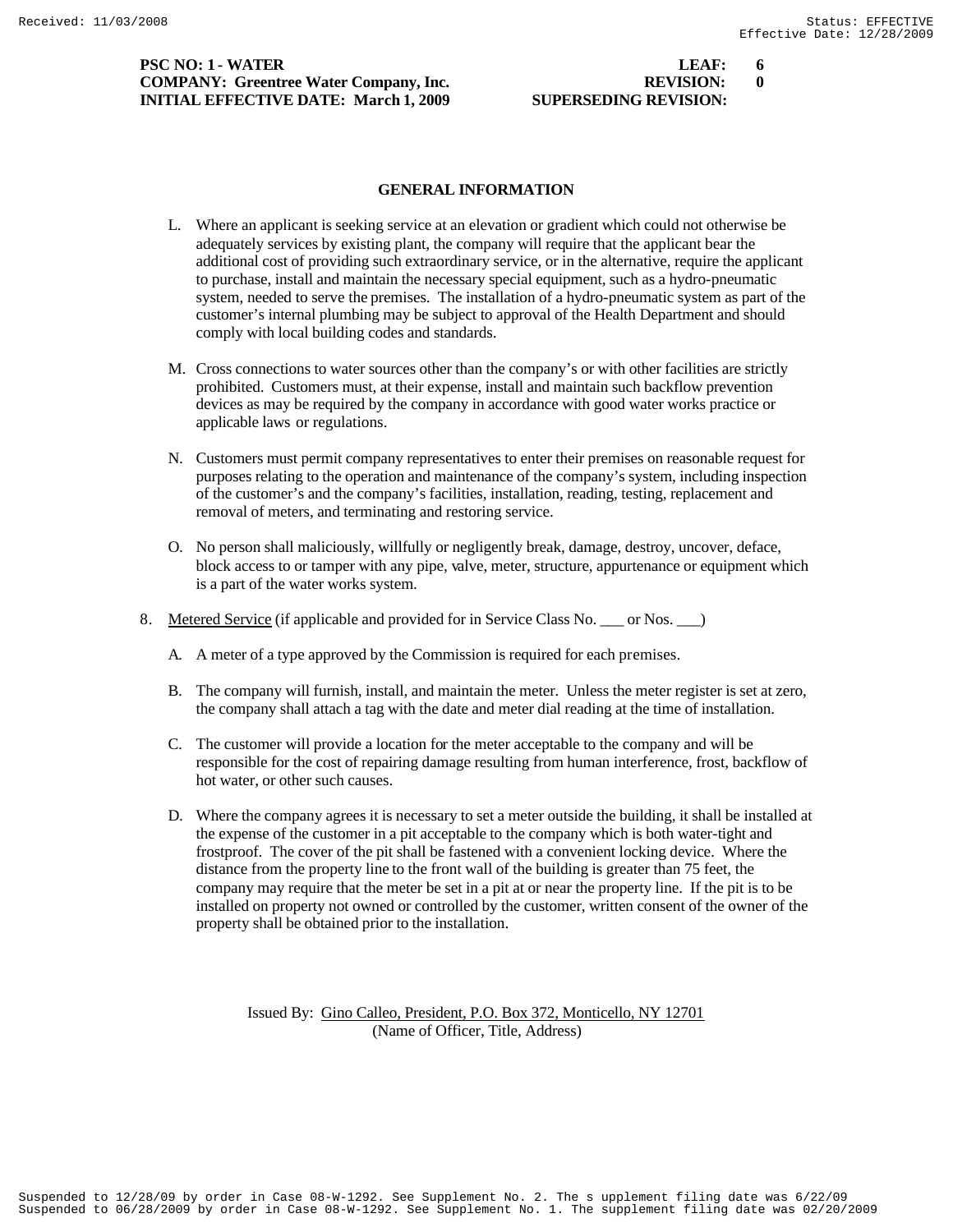PSC NO: 1 - WATER — LEAF: 6
COMPANY: Greentree Water Company, Inc. — REVISION: 0
INITIAL EFFECTIVE DATE: March 1, 2009 — SUPERSEDING REVISION:

## GENERAL INFORMATION

L. Where an applicant is seeking service at an elevation or gradient which could not otherwise be adequately services by existing plant, the company will require that the applicant bear the additional cost of providing such extraordinary service, or in the alternative, require the applicant to purchase, install and maintain the necessary special equipment, such as a hydro-pneumatic system, needed to serve the premises. The installation of a hydro-pneumatic system as part of the customer's internal plumbing may be subject to approval of the Health Department and should comply with local building codes and standards.

M. Cross connections to water sources other than the company's or with other facilities are strictly prohibited. Customers must, at their expense, install and maintain such backflow prevention devices as may be required by the company in accordance with good water works practice or applicable laws or regulations.

N. Customers must permit company representatives to enter their premises on reasonable request for purposes relating to the operation and maintenance of the company's system, including inspection of the customer's and the company's facilities, installation, reading, testing, replacement and removal of meters, and terminating and restoring service.

O. No person shall maliciously, willfully or negligently break, damage, destroy, uncover, deface, block access to or tamper with any pipe, valve, meter, structure, appurtenance or equipment which is a part of the water works system.

8. Metered Service (if applicable and provided for in Service Class No. ___ or Nos. ___)

A. A meter of a type approved by the Commission is required for each premises.

B. The company will furnish, install, and maintain the meter. Unless the meter register is set at zero, the company shall attach a tag with the date and meter dial reading at the time of installation.

C. The customer will provide a location for the meter acceptable to the company and will be responsible for the cost of repairing damage resulting from human interference, frost, backflow of hot water, or other such causes.

D. Where the company agrees it is necessary to set a meter outside the building, it shall be installed at the expense of the customer in a pit acceptable to the company which is both water-tight and frostproof. The cover of the pit shall be fastened with a convenient locking device. Where the distance from the property line to the front wall of the building is greater than 75 feet, the company may require that the meter be set in a pit at or near the property line. If the pit is to be installed on property not owned or controlled by the customer, written consent of the owner of the property shall be obtained prior to the installation.

Issued By: Gino Calleo, President, P.O. Box 372, Monticello, NY 12701
(Name of Officer, Title, Address)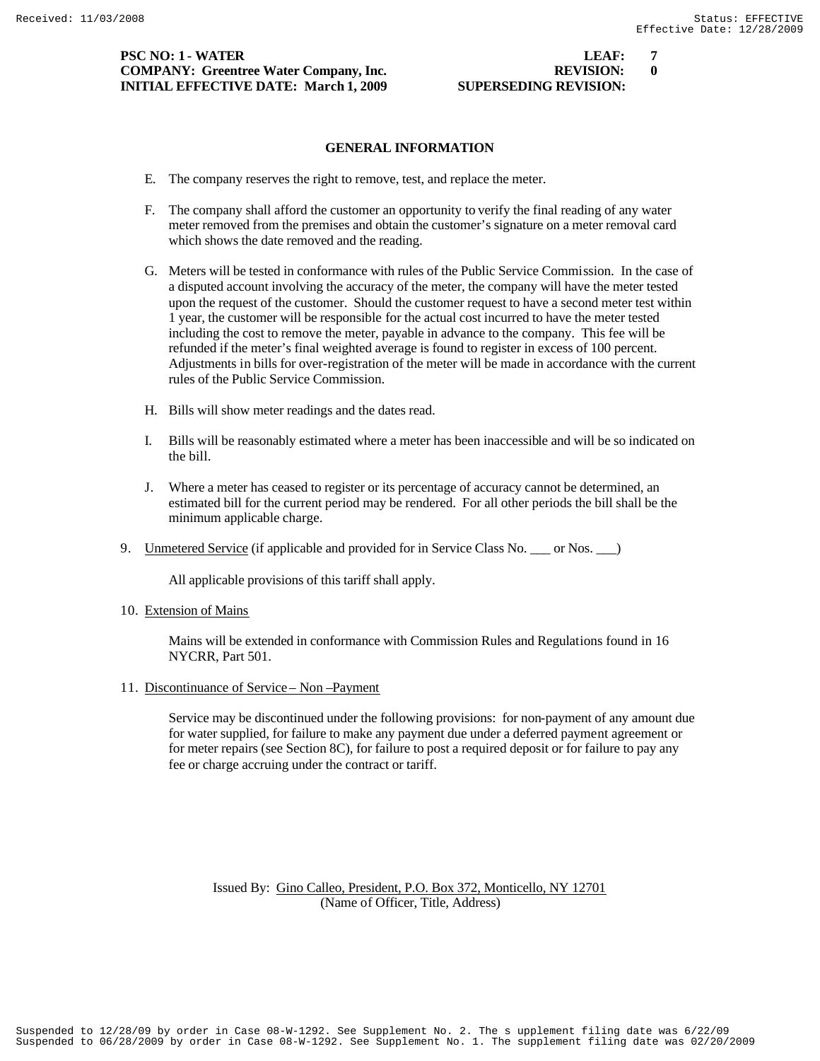**PSC NO: 1 - WATER** **LEAF: 7**
**COMPANY: Greentree Water Company, Inc.** **REVISION: 0**
**INITIAL EFFECTIVE DATE: March 1, 2009** **SUPERSEDING REVISION:**

## GENERAL INFORMATION

E. The company reserves the right to remove, test, and replace the meter.

F. The company shall afford the customer an opportunity to verify the final reading of any water meter removed from the premises and obtain the customer's signature on a meter removal card which shows the date removed and the reading.

G. Meters will be tested in conformance with rules of the Public Service Commission. In the case of a disputed account involving the accuracy of the meter, the company will have the meter tested upon the request of the customer. Should the customer request to have a second meter test within 1 year, the customer will be responsible for the actual cost incurred to have the meter tested including the cost to remove the meter, payable in advance to the company. This fee will be refunded if the meter's final weighted average is found to register in excess of 100 percent. Adjustments in bills for over-registration of the meter will be made in accordance with the current rules of the Public Service Commission.

H. Bills will show meter readings and the dates read.

I. Bills will be reasonably estimated where a meter has been inaccessible and will be so indicated on the bill.

J. Where a meter has ceased to register or its percentage of accuracy cannot be determined, an estimated bill for the current period may be rendered. For all other periods the bill shall be the minimum applicable charge.

9. Unmetered Service (if applicable and provided for in Service Class No. ___ or Nos. ___)

   All applicable provisions of this tariff shall apply.

10. Extension of Mains

    Mains will be extended in conformance with Commission Rules and Regulations found in 16 NYCRR, Part 501.

11. Discontinuance of Service – Non –Payment

    Service may be discontinued under the following provisions: for non-payment of any amount due for water supplied, for failure to make any payment due under a deferred payment agreement or for meter repairs (see Section 8C), for failure to post a required deposit or for failure to pay any fee or charge accruing under the contract or tariff.

Issued By: Gino Calleo, President, P.O. Box 372, Monticello, NY 12701
(Name of Officer, Title, Address)

Suspended to 12/28/09 by order in Case 08-W-1292. See Supplement No. 2. The supplement filing date was 6/22/09
Suspended to 06/28/2009 by order in Case 08-W-1292. See Supplement No. 1. The supplement filing date was 02/20/2009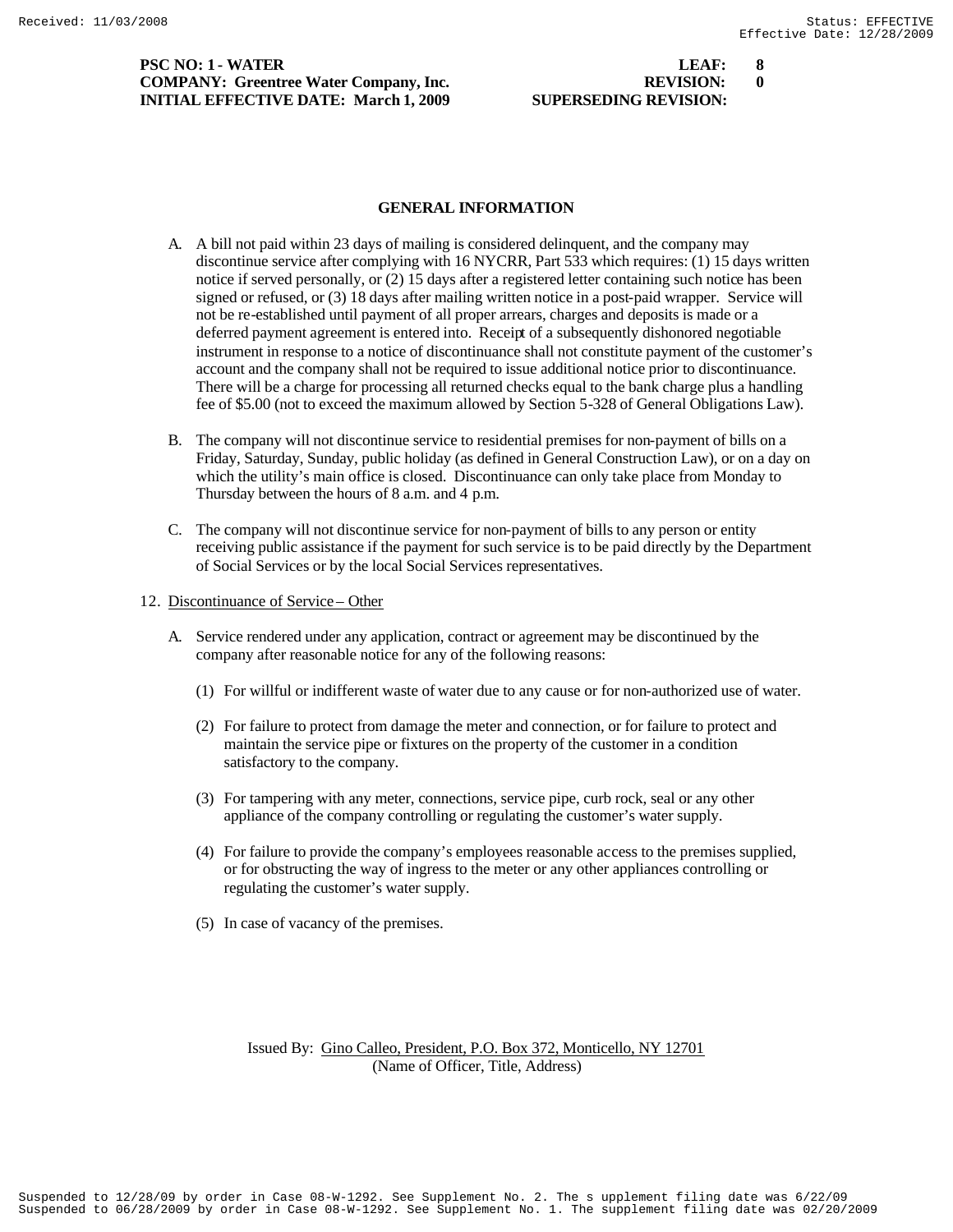**PSC NO: 1 - WATER** **LEAF: 8**
**COMPANY: Greentree Water Company, Inc.** **REVISION: 0**
**INITIAL EFFECTIVE DATE: March 1, 2009** **SUPERSEDING REVISION:**

## GENERAL INFORMATION

A. A bill not paid within 23 days of mailing is considered delinquent, and the company may discontinue service after complying with 16 NYCRR, Part 533 which requires: (1) 15 days written notice if served personally, or (2) 15 days after a registered letter containing such notice has been signed or refused, or (3) 18 days after mailing written notice in a post-paid wrapper. Service will not be re-established until payment of all proper arrears, charges and deposits is made or a deferred payment agreement is entered into. Receipt of a subsequently dishonored negotiable instrument in response to a notice of discontinuance shall not constitute payment of the customer's account and the company shall not be required to issue additional notice prior to discontinuance. There will be a charge for processing all returned checks equal to the bank charge plus a handling fee of $5.00 (not to exceed the maximum allowed by Section 5-328 of General Obligations Law).

B. The company will not discontinue service to residential premises for non-payment of bills on a Friday, Saturday, Sunday, public holiday (as defined in General Construction Law), or on a day on which the utility's main office is closed. Discontinuance can only take place from Monday to Thursday between the hours of 8 a.m. and 4 p.m.

C. The company will not discontinue service for non-payment of bills to any person or entity receiving public assistance if the payment for such service is to be paid directly by the Department of Social Services or by the local Social Services representatives.

12. Discontinuance of Service – Other

A. Service rendered under any application, contract or agreement may be discontinued by the company after reasonable notice for any of the following reasons:

(1) For willful or indifferent waste of water due to any cause or for non-authorized use of water.

(2) For failure to protect from damage the meter and connection, or for failure to protect and maintain the service pipe or fixtures on the property of the customer in a condition satisfactory to the company.

(3) For tampering with any meter, connections, service pipe, curb rock, seal or any other appliance of the company controlling or regulating the customer's water supply.

(4) For failure to provide the company's employees reasonable access to the premises supplied, or for obstructing the way of ingress to the meter or any other appliances controlling or regulating the customer's water supply.

(5) In case of vacancy of the premises.

Issued By: Gino Calleo, President, P.O. Box 372, Monticello, NY 12701
(Name of Officer, Title, Address)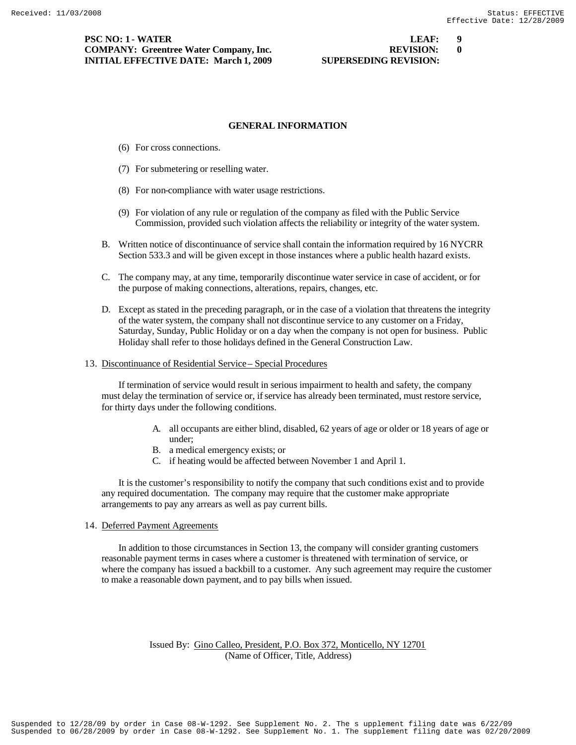**PSC NO: 1 - WATER** **LEAF: 9**
**COMPANY: Greentree Water Company, Inc.** **REVISION: 0**
**INITIAL EFFECTIVE DATE: March 1, 2009** **SUPERSEDING REVISION:**

## GENERAL INFORMATION

(6) For cross connections.

(7) For submetering or reselling water.

(8) For non-compliance with water usage restrictions.

(9) For violation of any rule or regulation of the company as filed with the Public Service Commission, provided such violation affects the reliability or integrity of the water system.

B. Written notice of discontinuance of service shall contain the information required by 16 NYCRR Section 533.3 and will be given except in those instances where a public health hazard exists.

C. The company may, at any time, temporarily discontinue water service in case of accident, or for the purpose of making connections, alterations, repairs, changes, etc.

D. Except as stated in the preceding paragraph, or in the case of a violation that threatens the integrity of the water system, the company shall not discontinue service to any customer on a Friday, Saturday, Sunday, Public Holiday or on a day when the company is not open for business. Public Holiday shall refer to those holidays defined in the General Construction Law.

13. Discontinuance of Residential Service – Special Procedures

If termination of service would result in serious impairment to health and safety, the company must delay the termination of service or, if service has already been terminated, must restore service, for thirty days under the following conditions.

A. all occupants are either blind, disabled, 62 years of age or older or 18 years of age or under;
B. a medical emergency exists; or
C. if heating would be affected between November 1 and April 1.

It is the customer's responsibility to notify the company that such conditions exist and to provide any required documentation. The company may require that the customer make appropriate arrangements to pay any arrears as well as pay current bills.

14. Deferred Payment Agreements

In addition to those circumstances in Section 13, the company will consider granting customers reasonable payment terms in cases where a customer is threatened with termination of service, or where the company has issued a backbill to a customer. Any such agreement may require the customer to make a reasonable down payment, and to pay bills when issued.

Issued By: Gino Calleo, President, P.O. Box 372, Monticello, NY 12701
(Name of Officer, Title, Address)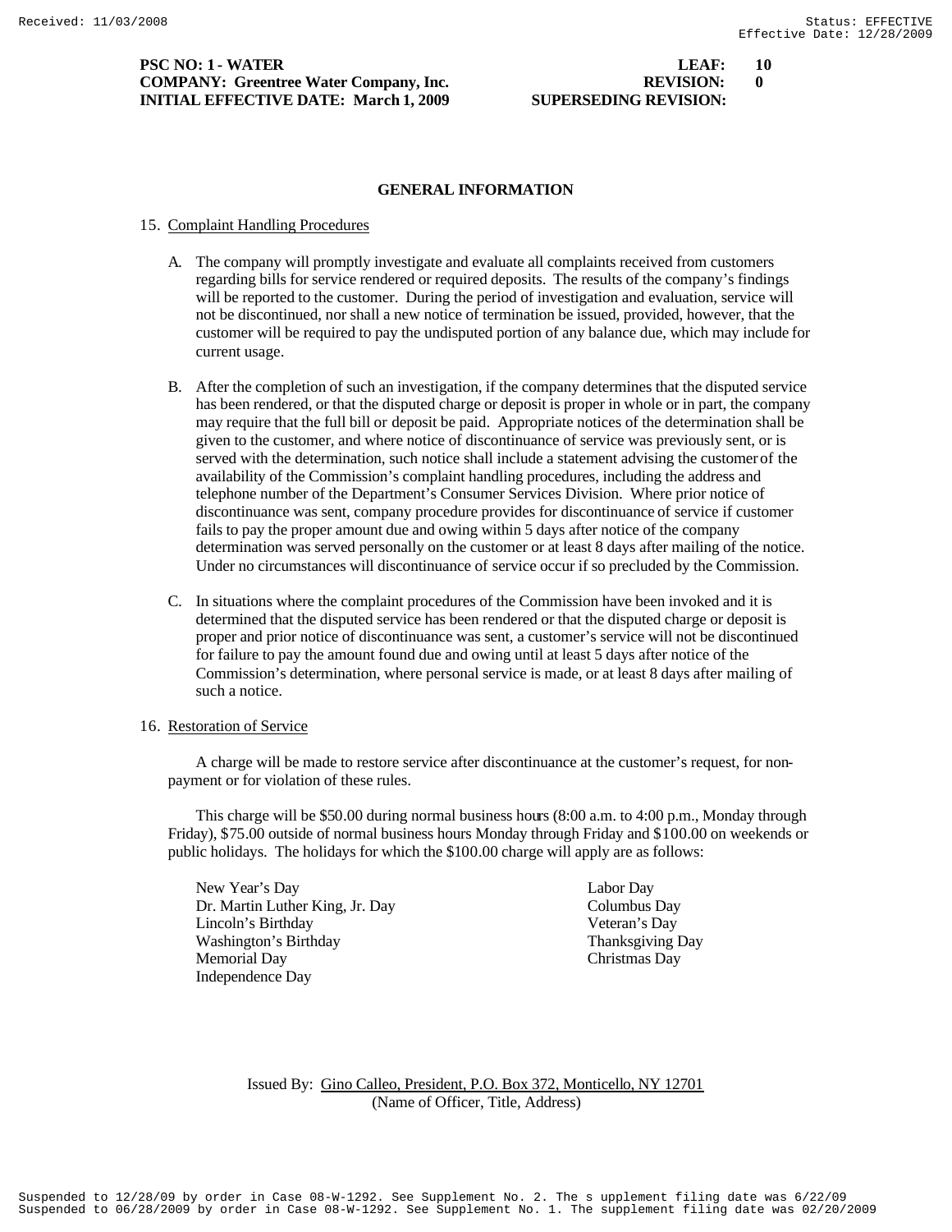**PSC NO: 1 - WATER** **LEAF: 10**
**COMPANY: Greentree Water Company, Inc.** **REVISION: 0**
**INITIAL EFFECTIVE DATE: March 1, 2009** **SUPERSEDING REVISION:**

## GENERAL INFORMATION

15. Complaint Handling Procedures

A. The company will promptly investigate and evaluate all complaints received from customers regarding bills for service rendered or required deposits. The results of the company's findings will be reported to the customer. During the period of investigation and evaluation, service will not be discontinued, nor shall a new notice of termination be issued, provided, however, that the customer will be required to pay the undisputed portion of any balance due, which may include for current usage.

B. After the completion of such an investigation, if the company determines that the disputed service has been rendered, or that the disputed charge or deposit is proper in whole or in part, the company may require that the full bill or deposit be paid. Appropriate notices of the determination shall be given to the customer, and where notice of discontinuance of service was previously sent, or is served with the determination, such notice shall include a statement advising the customer of the availability of the Commission's complaint handling procedures, including the address and telephone number of the Department's Consumer Services Division. Where prior notice of discontinuance was sent, company procedure provides for discontinuance of service if customer fails to pay the proper amount due and owing within 5 days after notice of the company determination was served personally on the customer or at least 8 days after mailing of the notice. Under no circumstances will discontinuance of service occur if so precluded by the Commission.

C. In situations where the complaint procedures of the Commission have been invoked and it is determined that the disputed service has been rendered or that the disputed charge or deposit is proper and prior notice of discontinuance was sent, a customer's service will not be discontinued for failure to pay the amount found due and owing until at least 5 days after notice of the Commission's determination, where personal service is made, or at least 8 days after mailing of such a notice.

16. Restoration of Service

A charge will be made to restore service after discontinuance at the customer's request, for non-payment or for violation of these rules.

This charge will be $50.00 during normal business hours (8:00 a.m. to 4:00 p.m., Monday through Friday), $75.00 outside of normal business hours Monday through Friday and $100.00 on weekends or public holidays. The holidays for which the $100.00 charge will apply are as follows:

- New Year's Day
- Dr. Martin Luther King, Jr. Day
- Lincoln's Birthday
- Washington's Birthday
- Memorial Day
- Independence Day
- Labor Day
- Columbus Day
- Veteran's Day
- Thanksgiving Day
- Christmas Day

Issued By: Gino Calleo, President, P.O. Box 372, Monticello, NY 12701
(Name of Officer, Title, Address)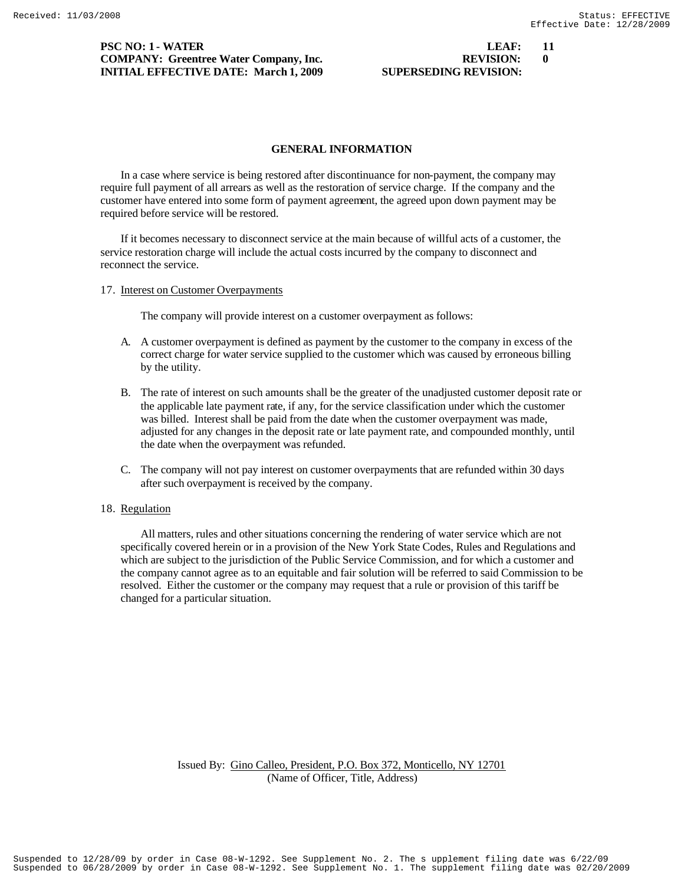## GENERAL INFORMATION

In a case where service is being restored after discontinuance for non-payment, the company may require full payment of all arrears as well as the restoration of service charge. If the company and the customer have entered into some form of payment agreement, the agreed upon down payment may be required before service will be restored.

If it becomes necessary to disconnect service at the main because of willful acts of a customer, the service restoration charge will include the actual costs incurred by the company to disconnect and reconnect the service.

17. Interest on Customer Overpayments

The company will provide interest on a customer overpayment as follows:

A. A customer overpayment is defined as payment by the customer to the company in excess of the correct charge for water service supplied to the customer which was caused by erroneous billing by the utility.

B. The rate of interest on such amounts shall be the greater of the unadjusted customer deposit rate or the applicable late payment rate, if any, for the service classification under which the customer was billed. Interest shall be paid from the date when the customer overpayment was made, adjusted for any changes in the deposit rate or late payment rate, and compounded monthly, until the date when the overpayment was refunded.

C. The company will not pay interest on customer overpayments that are refunded within 30 days after such overpayment is received by the company.

18. Regulation

All matters, rules and other situations concerning the rendering of water service which are not specifically covered herein or in a provision of the New York State Codes, Rules and Regulations and which are subject to the jurisdiction of the Public Service Commission, and for which a customer and the company cannot agree as to an equitable and fair solution will be referred to said Commission to be resolved. Either the customer or the company may request that a rule or provision of this tariff be changed for a particular situation.

Issued By: Gino Calleo, President, P.O. Box 372, Monticello, NY 12701
(Name of Officer, Title, Address)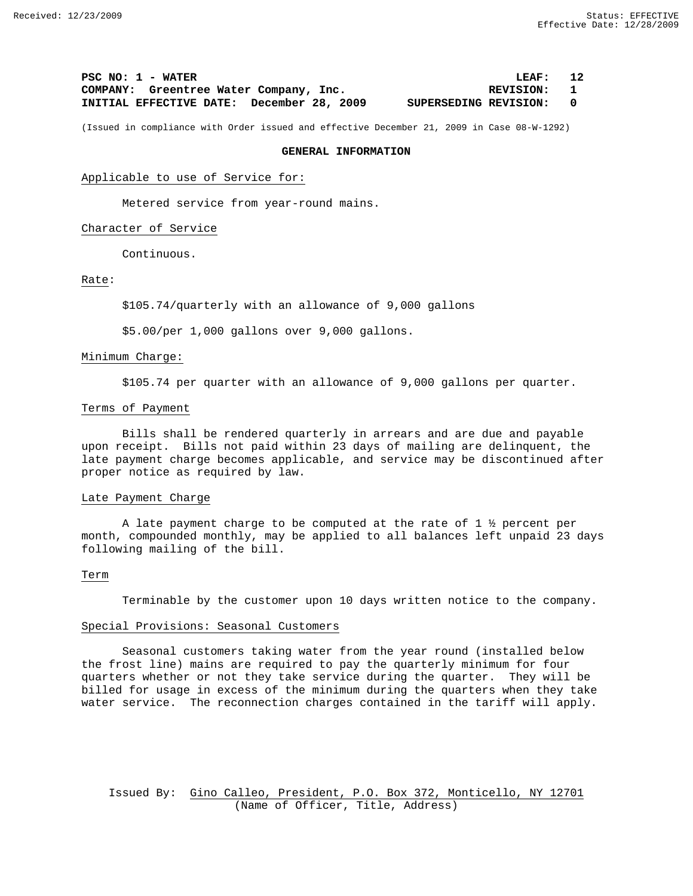**PSC NO: 1 - WATER** **LEAF: 12**
**COMPANY: Greentree Water Company, Inc.** **REVISION: 1**
**INITIAL EFFECTIVE DATE: December 28, 2009** **SUPERSEDING REVISION: 0**

(Issued in compliance with Order issued and effective December 21, 2009 in Case 08-W-1292)

## GENERAL INFORMATION

Applicable to use of Service for:

Metered service from year-round mains.

Character of Service

Continuous.

Rate:

$105.74/quarterly with an allowance of 9,000 gallons

$5.00/per 1,000 gallons over 9,000 gallons.

Minimum Charge:

$105.74 per quarter with an allowance of 9,000 gallons per quarter.

Terms of Payment

Bills shall be rendered quarterly in arrears and are due and payable upon receipt. Bills not paid within 23 days of mailing are delinquent, the late payment charge becomes applicable, and service may be discontinued after proper notice as required by law.

Late Payment Charge

A late payment charge to be computed at the rate of 1 ½ percent per month, compounded monthly, may be applied to all balances left unpaid 23 days following mailing of the bill.

Term

Terminable by the customer upon 10 days written notice to the company.

Special Provisions: Seasonal Customers

Seasonal customers taking water from the year round (installed below the frost line) mains are required to pay the quarterly minimum for four quarters whether or not they take service during the quarter. They will be billed for usage in excess of the minimum during the quarters when they take water service. The reconnection charges contained in the tariff will apply.

Issued By: Gino Calleo, President, P.O. Box 372, Monticello, NY 12701
(Name of Officer, Title, Address)